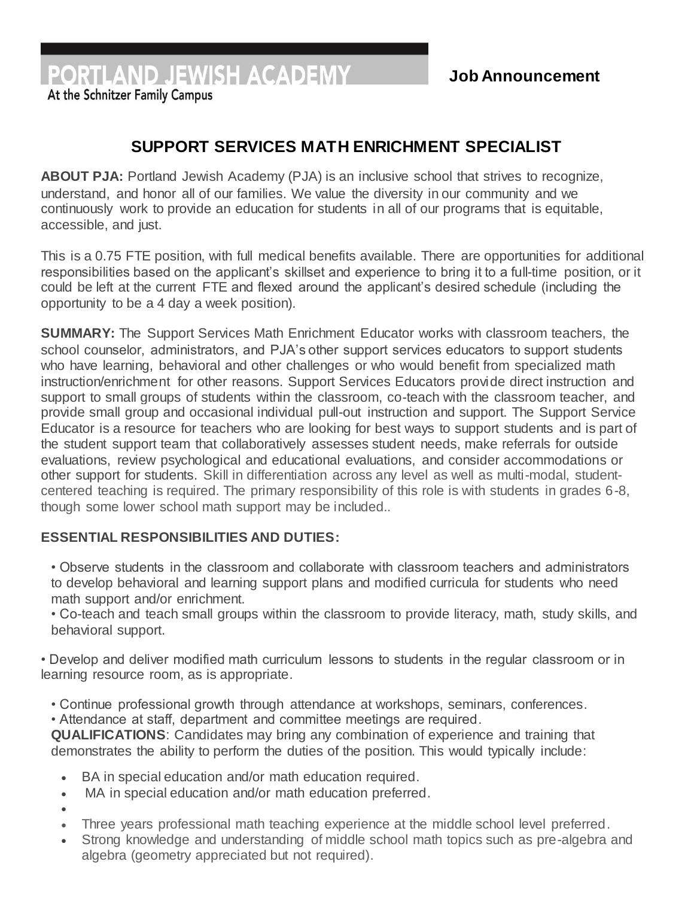**PORTLAND JEWISH ACADEMY**
At the Schnitzer Family Campus

**Job Announcement**

# SUPPORT SERVICES MATH ENRICHMENT SPECIALIST

**ABOUT PJA:** Portland Jewish Academy (PJA) is an inclusive school that strives to recognize, understand, and honor all of our families. We value the diversity in our community and we continuously work to provide an education for students in all of our programs that is equitable, accessible, and just.

This is a 0.75 FTE position, with full medical benefits available. There are opportunities for additional responsibilities based on the applicant's skillset and experience to bring it to a full-time position, or it could be left at the current FTE and flexed around the applicant's desired schedule (including the opportunity to be a 4 day a week position).

**SUMMARY:** The Support Services Math Enrichment Educator works with classroom teachers, the school counselor, administrators, and PJA's other support services educators to support students who have learning, behavioral and other challenges or who would benefit from specialized math instruction/enrichment for other reasons. Support Services Educators provide direct instruction and support to small groups of students within the classroom, co-teach with the classroom teacher, and provide small group and occasional individual pull-out instruction and support. The Support Service Educator is a resource for teachers who are looking for best ways to support students and is part of the student support team that collaboratively assesses student needs, make referrals for outside evaluations, review psychological and educational evaluations, and consider accommodations or other support for students. Skill in differentiation across any level as well as multi-modal, student-centered teaching is required. The primary responsibility of this role is with students in grades 6-8, though some lower school math support may be included..

**ESSENTIAL RESPONSIBILITIES AND DUTIES:**

• Observe students in the classroom and collaborate with classroom teachers and administrators to develop behavioral and learning support plans and modified curricula for students who need math support and/or enrichment.
• Co-teach and teach small groups within the classroom to provide literacy, math, study skills, and behavioral support.

• Develop and deliver modified math curriculum lessons to students in the regular classroom or in learning resource room, as is appropriate.

• Continue professional growth through attendance at workshops, seminars, conferences.
• Attendance at staff, department and committee meetings are required.

**QUALIFICATIONS**: Candidates may bring any combination of experience and training that demonstrates the ability to perform the duties of the position. This would typically include:

- BA in special education and/or math education required.
- MA in special education and/or math education preferred.
- Three years professional math teaching experience at the middle school level preferred.
- Strong knowledge and understanding of middle school math topics such as pre-algebra and algebra (geometry appreciated but not required).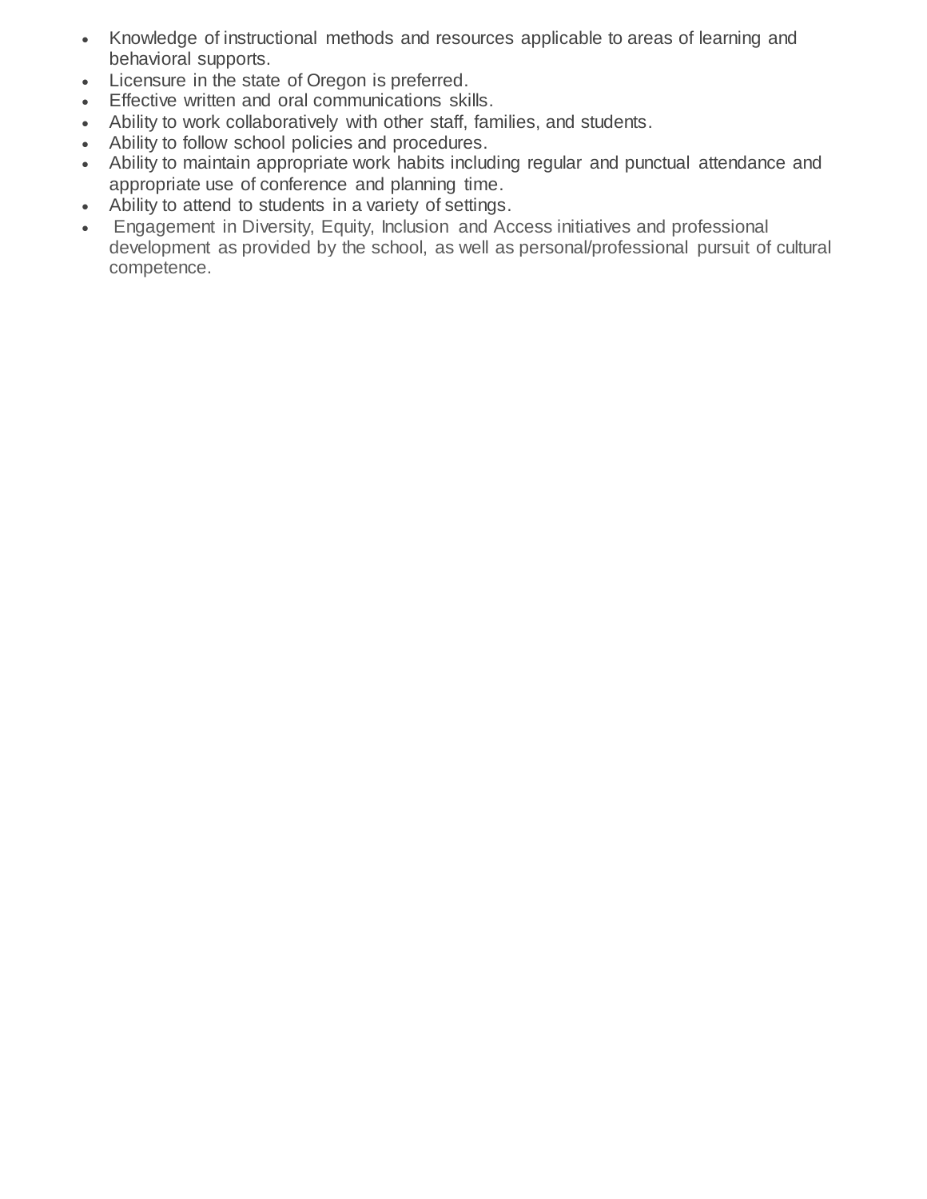- Knowledge of instructional methods and resources applicable to areas of learning and behavioral supports.
- Licensure in the state of Oregon is preferred.
- Effective written and oral communications skills.
- Ability to work collaboratively with other staff, families, and students.
- Ability to follow school policies and procedures.
- Ability to maintain appropriate work habits including regular and punctual attendance and appropriate use of conference and planning time.
- Ability to attend to students in a variety of settings.
- Engagement in Diversity, Equity, Inclusion and Access initiatives and professional development as provided by the school, as well as personal/professional pursuit of cultural competence.